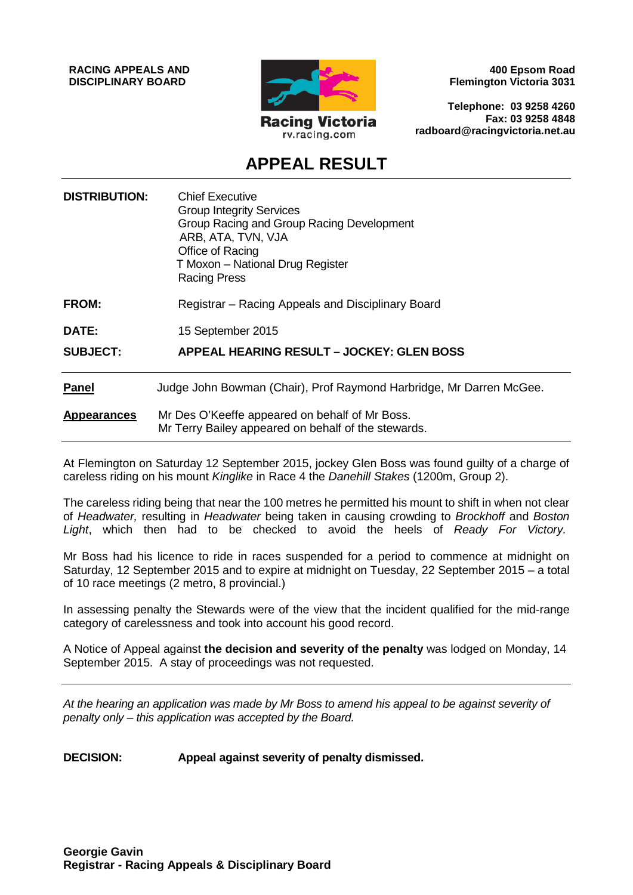**RACING APPEALS AND DISCIPLINARY BOARD**

Racing Victoria
rv.racing.com

**400 Epsom Road**
**Flemington Victoria 3031**

**Telephone: 03 9258 4260**
**Fax: 03 9258 4848**
**radboard@racingvictoria.net.au**

# APPEAL RESULT

| | |
|---|---|
| **DISTRIBUTION:** | Chief Executive<br>Group Integrity Services<br>Group Racing and Group Racing Development<br>ARB, ATA, TVN, VJA<br>Office of Racing<br>T Moxon – National Drug Register<br>Racing Press |
| **FROM:** | Registrar – Racing Appeals and Disciplinary Board |
| **DATE:** | 15 September 2015 |
| **SUBJECT:** | **APPEAL HEARING RESULT – JOCKEY: GLEN BOSS** |

**Panel** Judge John Bowman (Chair), Prof Raymond Harbridge, Mr Darren McGee.

**Appearances** Mr Des O'Keeffe appeared on behalf of Mr Boss.
Mr Terry Bailey appeared on behalf of the stewards.

At Flemington on Saturday 12 September 2015, jockey Glen Boss was found guilty of a charge of careless riding on his mount *Kinglike* in Race 4 the *Danehill Stakes* (1200m, Group 2).

The careless riding being that near the 100 metres he permitted his mount to shift in when not clear of *Headwater,* resulting in *Headwater* being taken in causing crowding to *Brockhoff* and *Boston Light*, which then had to be checked to avoid the heels of *Ready For Victory.*

Mr Boss had his licence to ride in races suspended for a period to commence at midnight on Saturday, 12 September 2015 and to expire at midnight on Tuesday, 22 September 2015 – a total of 10 race meetings (2 metro, 8 provincial.)

In assessing penalty the Stewards were of the view that the incident qualified for the mid-range category of carelessness and took into account his good record.

A Notice of Appeal against **the decision and severity of the penalty** was lodged on Monday, 14 September 2015. A stay of proceedings was not requested.

---

*At the hearing an application was made by Mr Boss to amend his appeal to be against severity of penalty only – this application was accepted by the Board.*

**DECISION:** **Appeal against severity of penalty dismissed.**

**Georgie Gavin**
**Registrar - Racing Appeals & Disciplinary Board**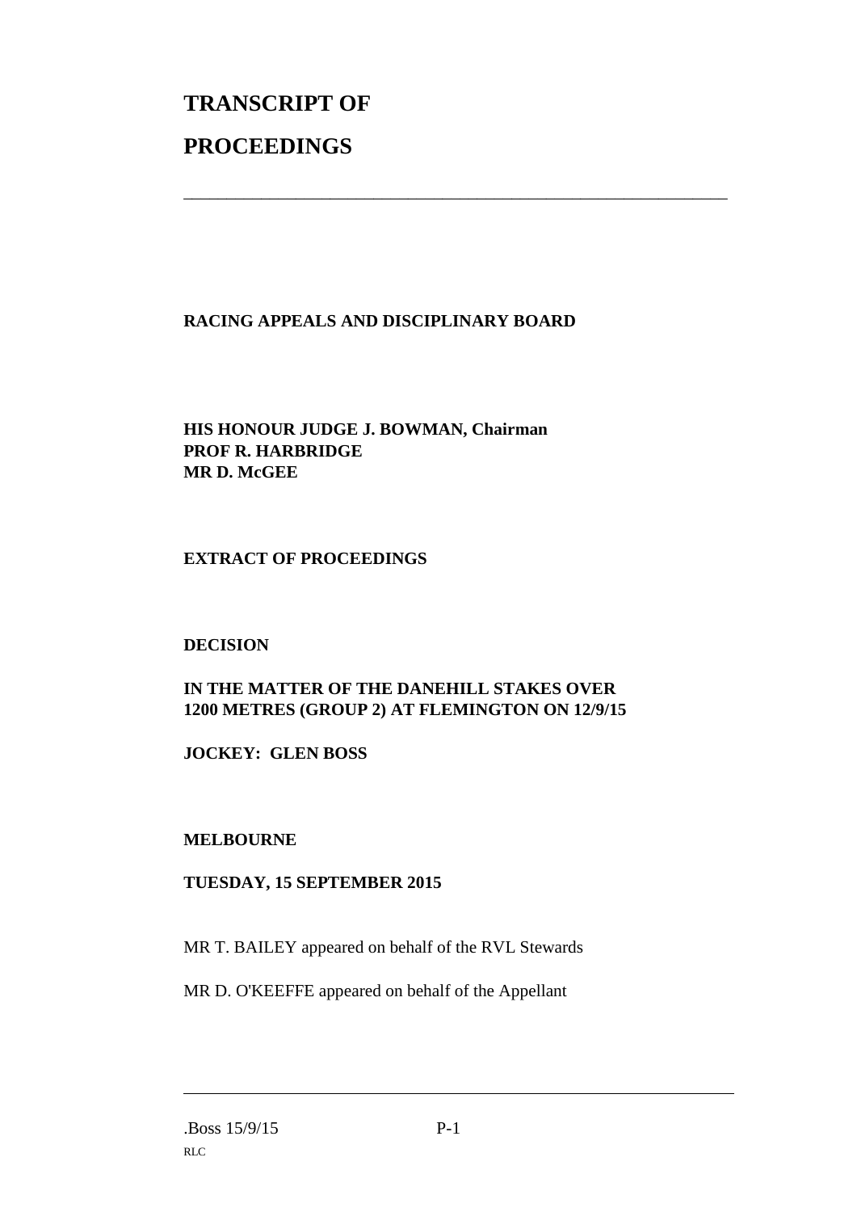# TRANSCRIPT OF PROCEEDINGS

**RACING APPEALS AND DISCIPLINARY BOARD**

**HIS HONOUR JUDGE J. BOWMAN, Chairman**
**PROF R. HARBRIDGE**
**MR D. McGEE**

**EXTRACT OF PROCEEDINGS**

**DECISION**

**IN THE MATTER OF THE DANEHILL STAKES OVER 1200 METRES (GROUP 2) AT FLEMINGTON ON 12/9/15**

**JOCKEY: GLEN BOSS**

**MELBOURNE**

**TUESDAY, 15 SEPTEMBER 2015**

MR T. BAILEY appeared on behalf of the RVL Stewards

MR D. O'KEEFFE appeared on behalf of the Appellant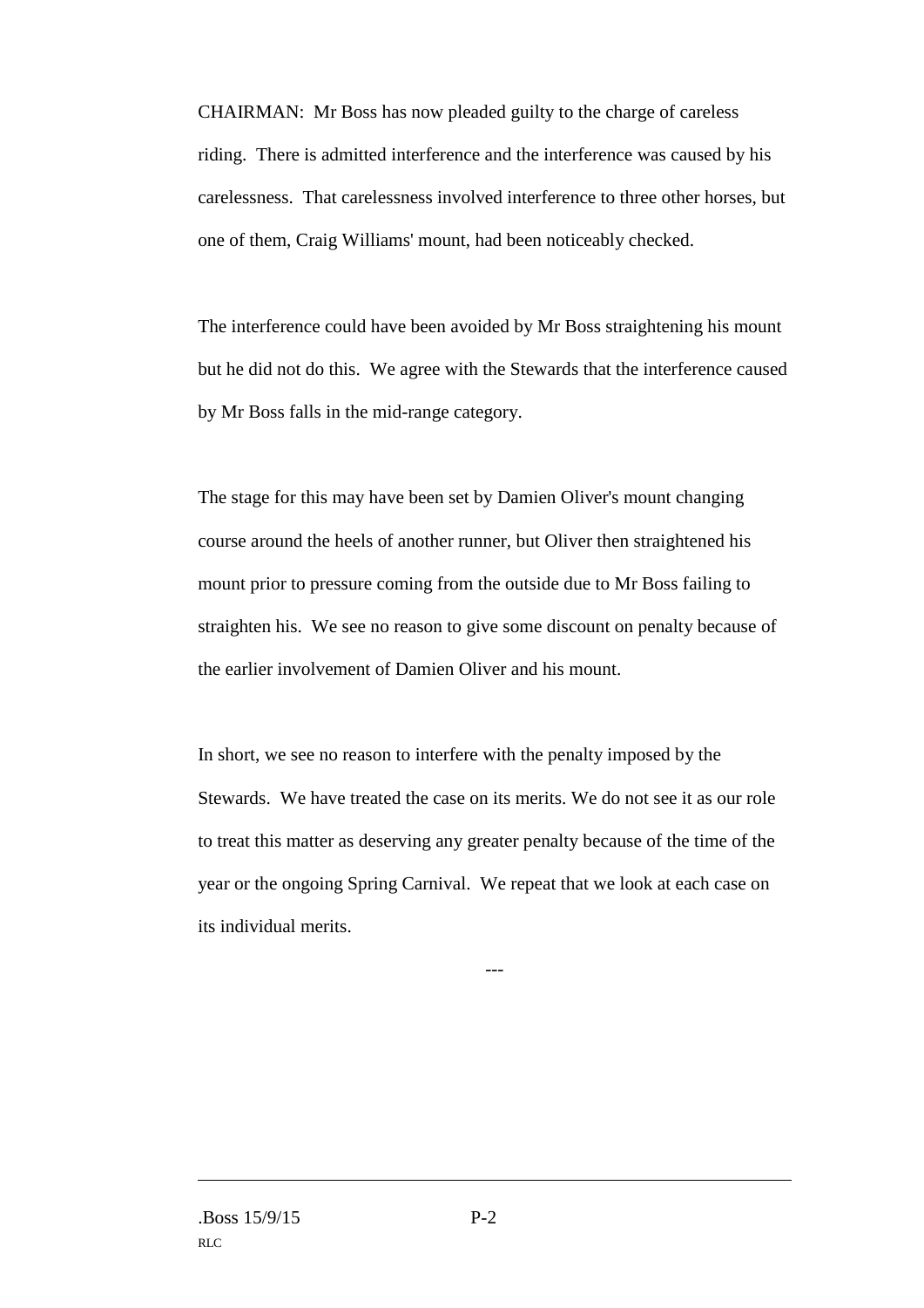CHAIRMAN: Mr Boss has now pleaded guilty to the charge of careless riding. There is admitted interference and the interference was caused by his carelessness. That carelessness involved interference to three other horses, but one of them, Craig Williams' mount, had been noticeably checked.

The interference could have been avoided by Mr Boss straightening his mount but he did not do this. We agree with the Stewards that the interference caused by Mr Boss falls in the mid-range category.

The stage for this may have been set by Damien Oliver's mount changing course around the heels of another runner, but Oliver then straightened his mount prior to pressure coming from the outside due to Mr Boss failing to straighten his. We see no reason to give some discount on penalty because of the earlier involvement of Damien Oliver and his mount.

In short, we see no reason to interfere with the penalty imposed by the Stewards. We have treated the case on its merits. We do not see it as our role to treat this matter as deserving any greater penalty because of the time of the year or the ongoing Spring Carnival. We repeat that we look at each case on its individual merits.

---